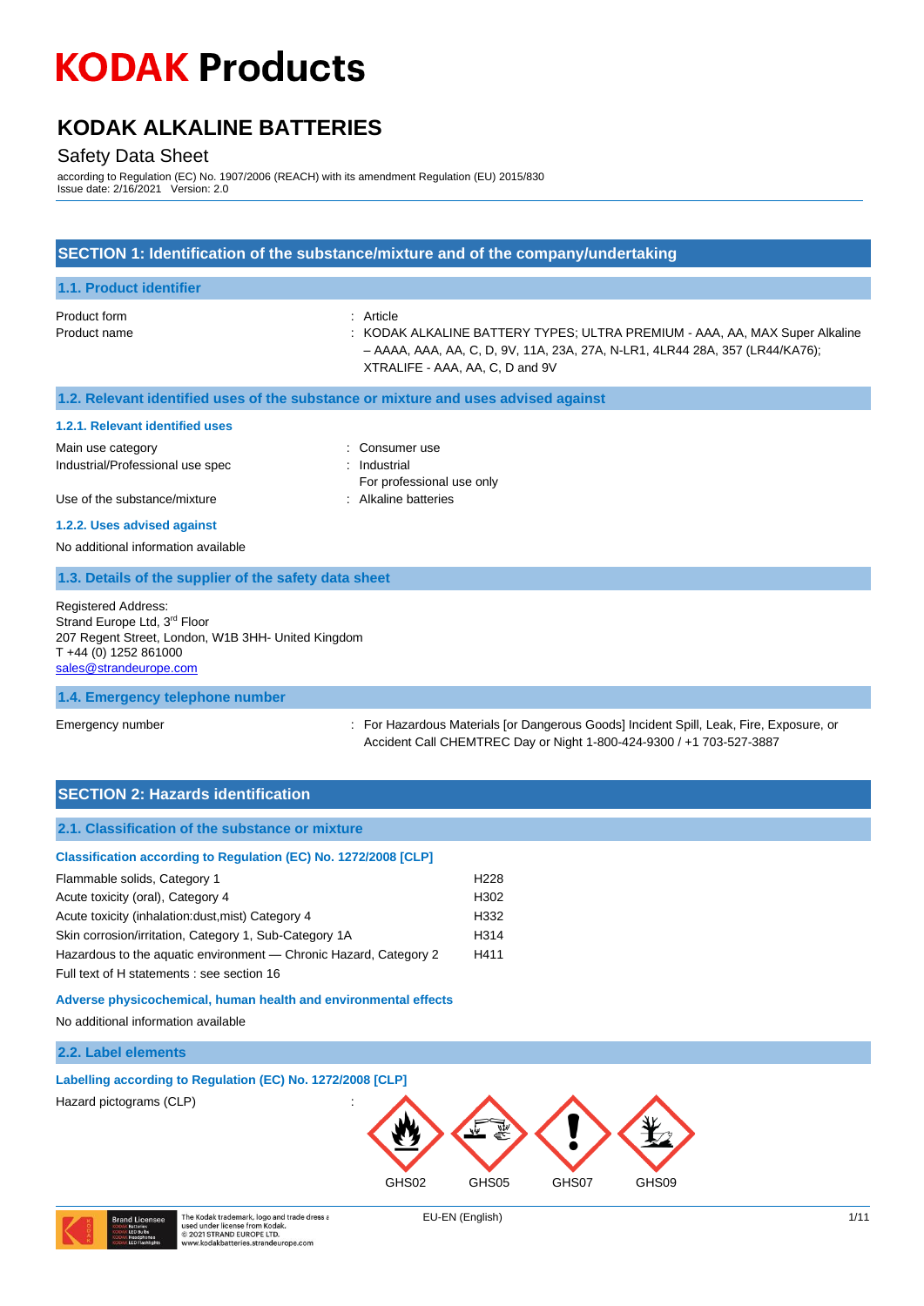# KODAK Products

# KODAK ALKALINE BATTERIES

Safety Data Sheet

according to Regulation (EC) No. 1907/2006 (REACH) with its amendment Regulation (EU) 2015/830
Issue date: 2/16/2021 Version: 2.0

## SECTION 1: Identification of the substance/mixture and of the company/undertaking

### 1.1. Product identifier

Product form : Article

Product name : KODAK ALKALINE BATTERY TYPES; ULTRA PREMIUM - AAA, AA, MAX Super Alkaline – AAAA, AAA, AA, C, D, 9V, 11A, 23A, 27A, N-LR1, 4LR44 28A, 357 (LR44/KA76); XTRALIFE - AAA, AA, C, D and 9V

### 1.2. Relevant identified uses of the substance or mixture and uses advised against

#### 1.2.1. Relevant identified uses

Main use category : Consumer use

Industrial/Professional use spec : Industrial
For professional use only

Use of the substance/mixture : Alkaline batteries

#### 1.2.2. Uses advised against

No additional information available

### 1.3. Details of the supplier of the safety data sheet

Registered Address:
Strand Europe Ltd, 3rd Floor
207 Regent Street, London, W1B 3HH- United Kingdom
T +44 (0) 1252 861000
sales@strandeurope.com

### 1.4. Emergency telephone number

Emergency number : For Hazardous Materials [or Dangerous Goods] Incident Spill, Leak, Fire, Exposure, or Accident Call CHEMTREC Day or Night 1-800-424-9300 / +1 703-527-3887

## SECTION 2: Hazards identification

### 2.1. Classification of the substance or mixture

**Classification according to Regulation (EC) No. 1272/2008 [CLP]**

| | |
|---|---|
| Flammable solids, Category 1 | H228 |
| Acute toxicity (oral), Category 4 | H302 |
| Acute toxicity (inhalation:dust,mist) Category 4 | H332 |
| Skin corrosion/irritation, Category 1, Sub-Category 1A | H314 |
| Hazardous to the aquatic environment — Chronic Hazard, Category 2 | H411 |

Full text of H statements : see section 16

**Adverse physicochemical, human health and environmental effects**

No additional information available

### 2.2. Label elements

**Labelling according to Regulation (EC) No. 1272/2008 [CLP]**

Hazard pictograms (CLP) : GHS02 GHS05 GHS07 GHS09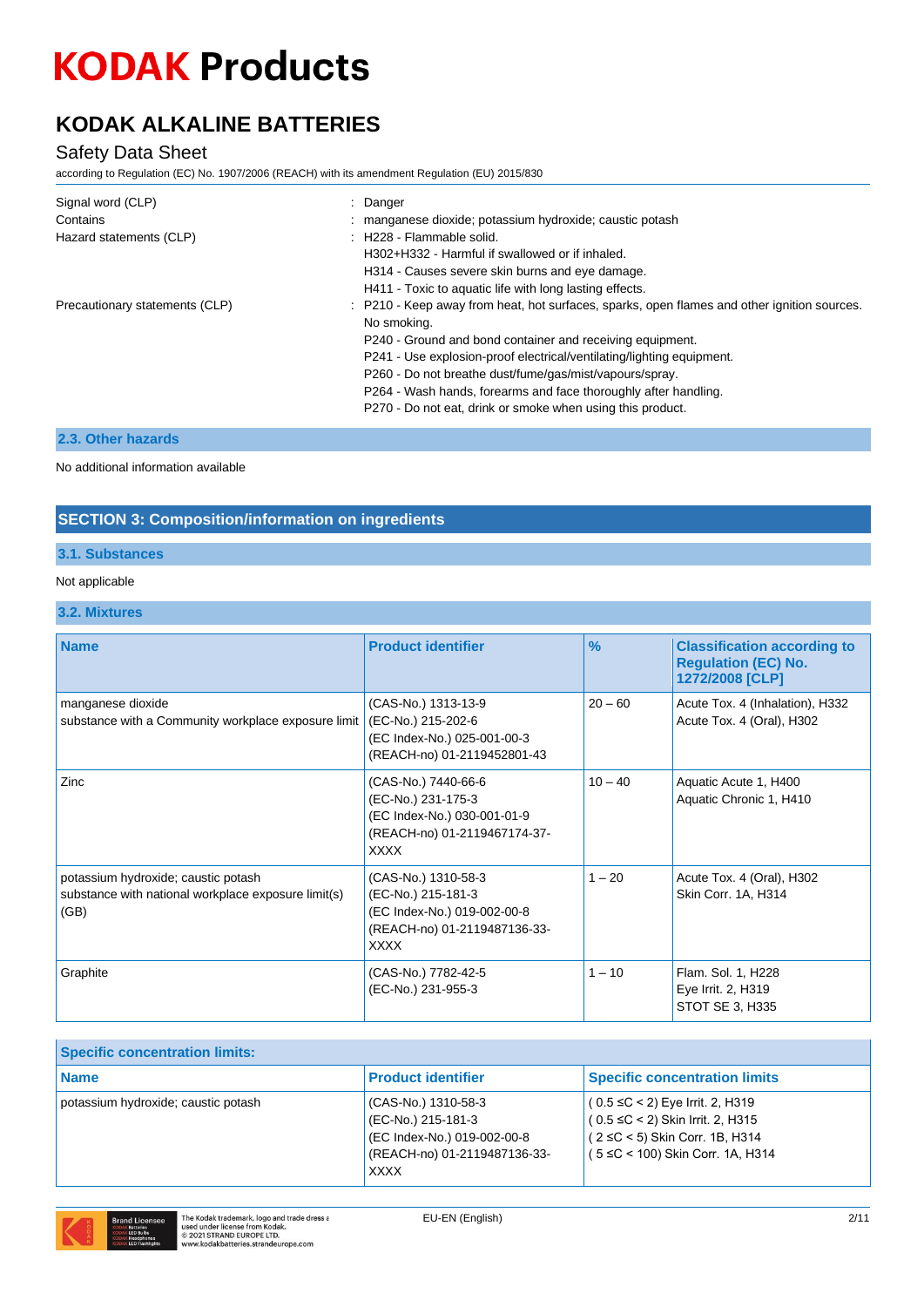# KODAK Products

## KODAK ALKALINE BATTERIES

Safety Data Sheet

according to Regulation (EC) No. 1907/2006 (REACH) with its amendment Regulation (EU) 2015/830

| | |
|---|---|
| Signal word (CLP) | : Danger |
| Contains | : manganese dioxide; potassium hydroxide; caustic potash |
| Hazard statements (CLP) | : H228 - Flammable solid.<br>H302+H332 - Harmful if swallowed or if inhaled.<br>H314 - Causes severe skin burns and eye damage.<br>H411 - Toxic to aquatic life with long lasting effects. |
| Precautionary statements (CLP) | : P210 - Keep away from heat, hot surfaces, sparks, open flames and other ignition sources. No smoking.<br>P240 - Ground and bond container and receiving equipment.<br>P241 - Use explosion-proof electrical/ventilating/lighting equipment.<br>P260 - Do not breathe dust/fume/gas/mist/vapours/spray.<br>P264 - Wash hands, forearms and face thoroughly after handling.<br>P270 - Do not eat, drink or smoke when using this product. |

### 2.3. Other hazards

No additional information available

## SECTION 3: Composition/information on ingredients

### 3.1. Substances

Not applicable

### 3.2. Mixtures

| Name | Product identifier | % | Classification according to Regulation (EC) No. 1272/2008 [CLP] |
|---|---|---|---|
| manganese dioxide<br>substance with a Community workplace exposure limit | (CAS-No.) 1313-13-9<br>(EC-No.) 215-202-6<br>(EC Index-No.) 025-001-00-3<br>(REACH-no) 01-2119452801-43 | 20 – 60 | Acute Tox. 4 (Inhalation), H332<br>Acute Tox. 4 (Oral), H302 |
| Zinc | (CAS-No.) 7440-66-6<br>(EC-No.) 231-175-3<br>(EC Index-No.) 030-001-01-9<br>(REACH-no) 01-2119467174-37-XXXX | 10 – 40 | Aquatic Acute 1, H400<br>Aquatic Chronic 1, H410 |
| potassium hydroxide; caustic potash<br>substance with national workplace exposure limit(s) (GB) | (CAS-No.) 1310-58-3<br>(EC-No.) 215-181-3<br>(EC Index-No.) 019-002-00-8<br>(REACH-no) 01-2119487136-33-XXXX | 1 – 20 | Acute Tox. 4 (Oral), H302<br>Skin Corr. 1A, H314 |
| Graphite | (CAS-No.) 7782-42-5<br>(EC-No.) 231-955-3 | 1 – 10 | Flam. Sol. 1, H228<br>Eye Irrit. 2, H319<br>STOT SE 3, H335 |

| Specific concentration limits: | | |
|---|---|---|
| **Name** | **Product identifier** | **Specific concentration limits** |
| potassium hydroxide; caustic potash | (CAS-No.) 1310-58-3<br>(EC-No.) 215-181-3<br>(EC Index-No.) 019-002-00-8<br>(REACH-no) 01-2119487136-33-XXXX | ( 0.5 ≤C < 2) Eye Irrit. 2, H319<br>( 0.5 ≤C < 2) Skin Irrit. 2, H315<br>( 2 ≤C < 5) Skin Corr. 1B, H314<br>( 5 ≤C < 100) Skin Corr. 1A, H314 |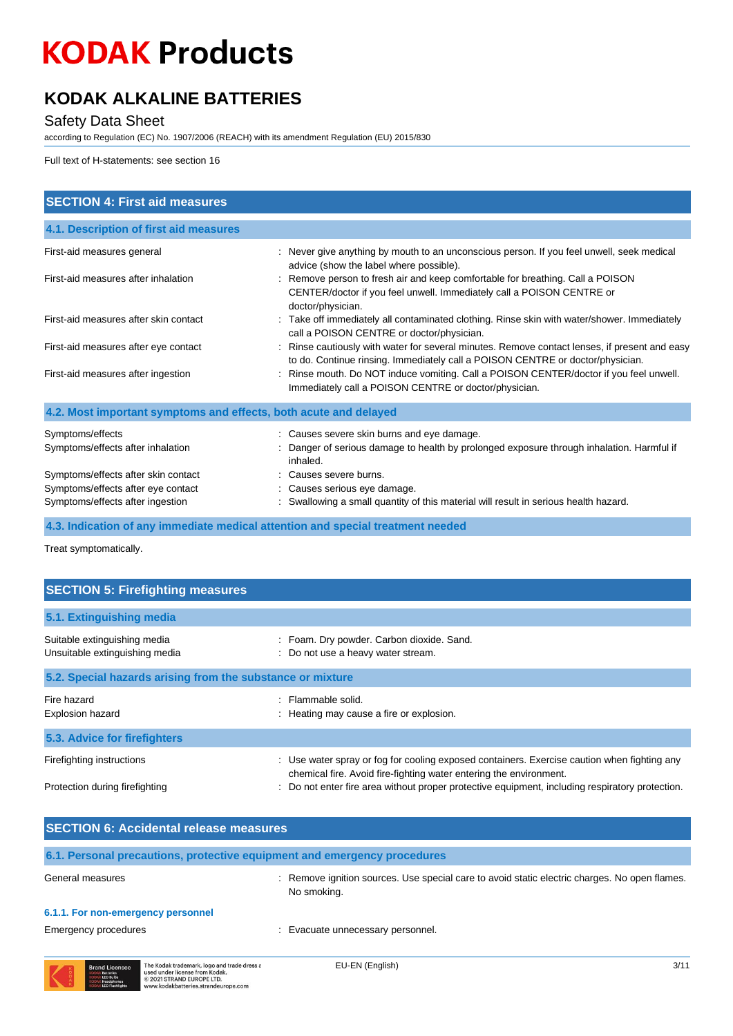Full text of H-statements: see section 16

## SECTION 4: First aid measures

### 4.1. Description of first aid measures

| | |
|---|---|
| First-aid measures general | : Never give anything by mouth to an unconscious person. If you feel unwell, seek medical advice (show the label where possible). |
| First-aid measures after inhalation | : Remove person to fresh air and keep comfortable for breathing. Call a POISON CENTER/doctor if you feel unwell. Immediately call a POISON CENTRE or doctor/physician. |
| First-aid measures after skin contact | : Take off immediately all contaminated clothing. Rinse skin with water/shower. Immediately call a POISON CENTRE or doctor/physician. |
| First-aid measures after eye contact | : Rinse cautiously with water for several minutes. Remove contact lenses, if present and easy to do. Continue rinsing. Immediately call a POISON CENTRE or doctor/physician. |
| First-aid measures after ingestion | : Rinse mouth. Do NOT induce vomiting. Call a POISON CENTER/doctor if you feel unwell. Immediately call a POISON CENTRE or doctor/physician. |

### 4.2. Most important symptoms and effects, both acute and delayed

| | |
|---|---|
| Symptoms/effects | : Causes severe skin burns and eye damage. |
| Symptoms/effects after inhalation | : Danger of serious damage to health by prolonged exposure through inhalation. Harmful if inhaled. |
| Symptoms/effects after skin contact | : Causes severe burns. |
| Symptoms/effects after eye contact | : Causes serious eye damage. |
| Symptoms/effects after ingestion | : Swallowing a small quantity of this material will result in serious health hazard. |

### 4.3. Indication of any immediate medical attention and special treatment needed

Treat symptomatically.

## SECTION 5: Firefighting measures

### 5.1. Extinguishing media

| | |
|---|---|
| Suitable extinguishing media | : Foam. Dry powder. Carbon dioxide. Sand. |
| Unsuitable extinguishing media | : Do not use a heavy water stream. |

### 5.2. Special hazards arising from the substance or mixture

| | |
|---|---|
| Fire hazard | : Flammable solid. |
| Explosion hazard | : Heating may cause a fire or explosion. |

### 5.3. Advice for firefighters

| | |
|---|---|
| Firefighting instructions | : Use water spray or fog for cooling exposed containers. Exercise caution when fighting any chemical fire. Avoid fire-fighting water entering the environment. |
| Protection during firefighting | : Do not enter fire area without proper protective equipment, including respiratory protection. |

## SECTION 6: Accidental release measures

### 6.1. Personal precautions, protective equipment and emergency procedures

| | |
|---|---|
| General measures | : Remove ignition sources. Use special care to avoid static electric charges. No open flames. No smoking. |

#### 6.1.1. For non-emergency personnel

| | |
|---|---|
| Emergency procedures | : Evacuate unnecessary personnel. |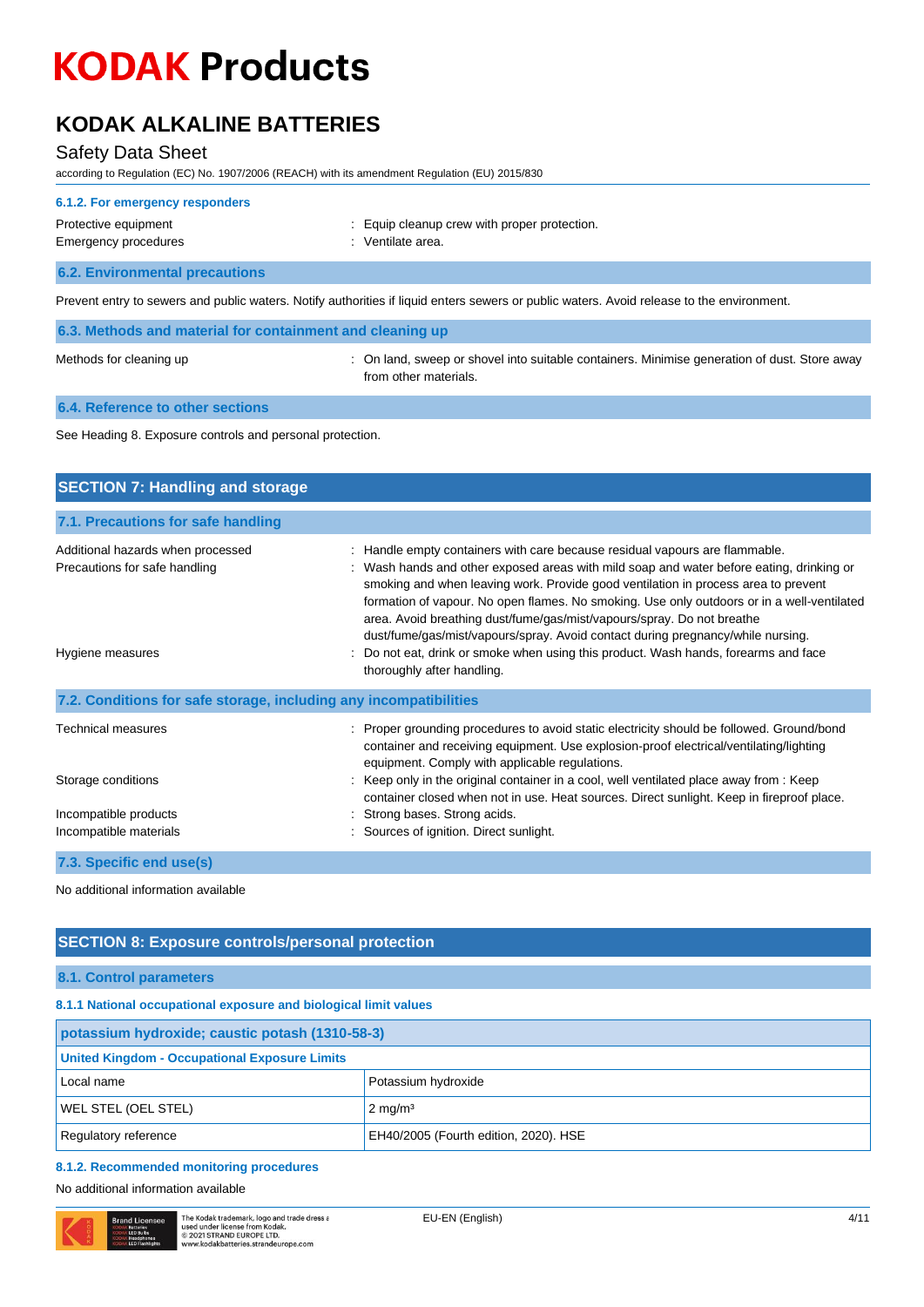#### 6.1.2. For emergency responders

| | |
|---|---|
| Protective equipment | : Equip cleanup crew with proper protection. |
| Emergency procedures | : Ventilate area. |

### 6.2. Environmental precautions

Prevent entry to sewers and public waters. Notify authorities if liquid enters sewers or public waters. Avoid release to the environment.

### 6.3. Methods and material for containment and cleaning up

| | |
|---|---|
| Methods for cleaning up | : On land, sweep or shovel into suitable containers. Minimise generation of dust. Store away from other materials. |

### 6.4. Reference to other sections

See Heading 8. Exposure controls and personal protection.

## SECTION 7: Handling and storage

### 7.1. Precautions for safe handling

| | |
|---|---|
| Additional hazards when processed | : Handle empty containers with care because residual vapours are flammable. |
| Precautions for safe handling | : Wash hands and other exposed areas with mild soap and water before eating, drinking or smoking and when leaving work. Provide good ventilation in process area to prevent formation of vapour. No open flames. No smoking. Use only outdoors or in a well-ventilated area. Avoid breathing dust/fume/gas/mist/vapours/spray. Do not breathe dust/fume/gas/mist/vapours/spray. Avoid contact during pregnancy/while nursing. |
| Hygiene measures | : Do not eat, drink or smoke when using this product. Wash hands, forearms and face thoroughly after handling. |

### 7.2. Conditions for safe storage, including any incompatibilities

| | |
|---|---|
| Technical measures | : Proper grounding procedures to avoid static electricity should be followed. Ground/bond container and receiving equipment. Use explosion-proof electrical/ventilating/lighting equipment. Comply with applicable regulations. |
| Storage conditions | : Keep only in the original container in a cool, well ventilated place away from : Keep container closed when not in use. Heat sources. Direct sunlight. Keep in fireproof place. |
| Incompatible products | : Strong bases. Strong acids. |
| Incompatible materials | : Sources of ignition. Direct sunlight. |

### 7.3. Specific end use(s)

No additional information available

## SECTION 8: Exposure controls/personal protection

### 8.1. Control parameters

#### 8.1.1 National occupational exposure and biological limit values

| potassium hydroxide; caustic potash (1310-58-3) | |
|---|---|
| **United Kingdom - Occupational Exposure Limits** | |
| Local name | Potassium hydroxide |
| WEL STEL (OEL STEL) | 2 mg/m³ |
| Regulatory reference | EH40/2005 (Fourth edition, 2020). HSE |

#### 8.1.2. Recommended monitoring procedures

No additional information available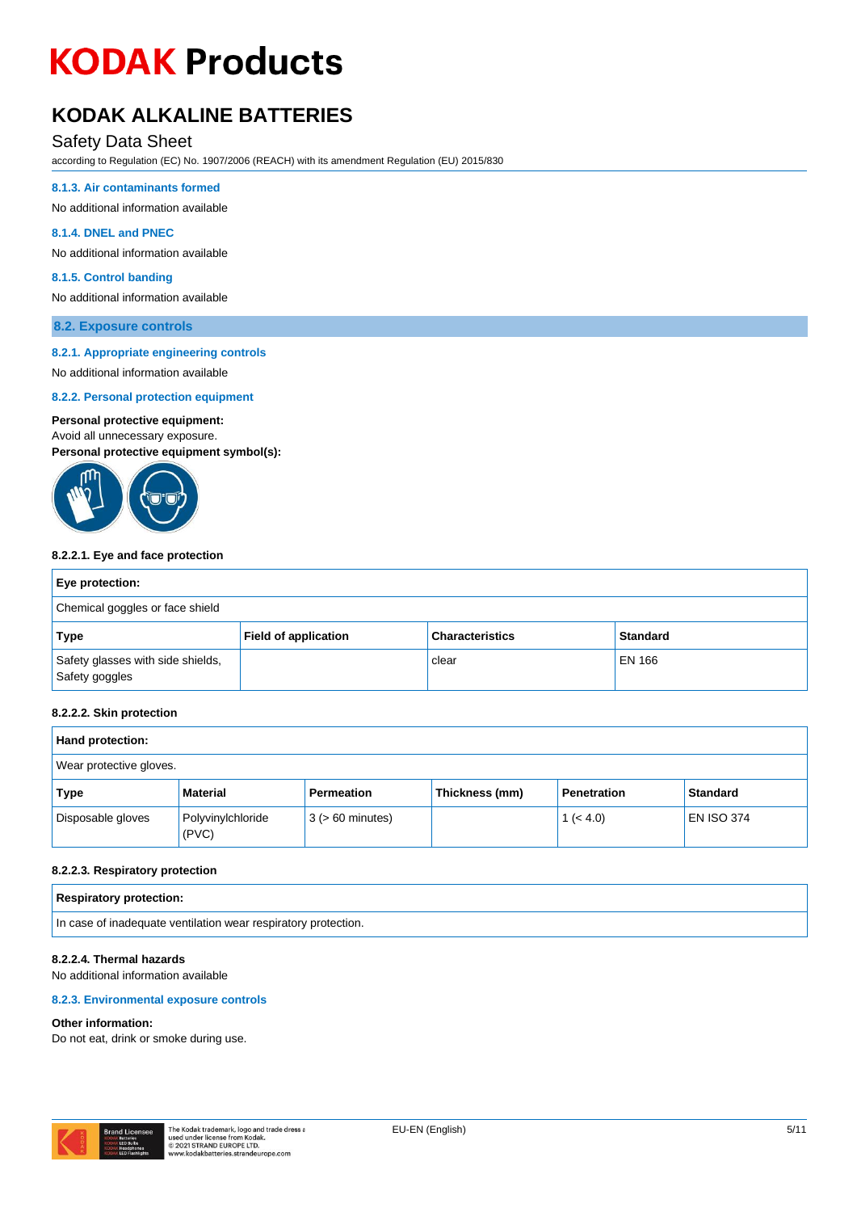#### 8.1.3. Air contaminants formed

No additional information available

#### 8.1.4. DNEL and PNEC

No additional information available

#### 8.1.5. Control banding

No additional information available

### 8.2. Exposure controls

#### 8.2.1. Appropriate engineering controls

No additional information available

#### 8.2.2. Personal protection equipment

**Personal protective equipment:**
Avoid all unnecessary exposure.
**Personal protective equipment symbol(s):**

##### 8.2.2.1. Eye and face protection

| **Eye protection:** | | | |
|---|---|---|---|
| Chemical goggles or face shield | | | |
| **Type** | **Field of application** | **Characteristics** | **Standard** |
| Safety glasses with side shields, Safety goggles | | clear | EN 166 |

##### 8.2.2.2. Skin protection

| **Hand protection:** | | | | | |
|---|---|---|---|---|---|
| Wear protective gloves. | | | | | |
| **Type** | **Material** | **Permeation** | **Thickness (mm)** | **Penetration** | **Standard** |
| Disposable gloves | Polyvinylchloride (PVC) | 3 (> 60 minutes) | | 1 (< 4.0) | EN ISO 374 |

##### 8.2.2.3. Respiratory protection

| **Respiratory protection:** |
|---|
| In case of inadequate ventilation wear respiratory protection. |

##### 8.2.2.4. Thermal hazards

No additional information available

#### 8.2.3. Environmental exposure controls

**Other information:**
Do not eat, drink or smoke during use.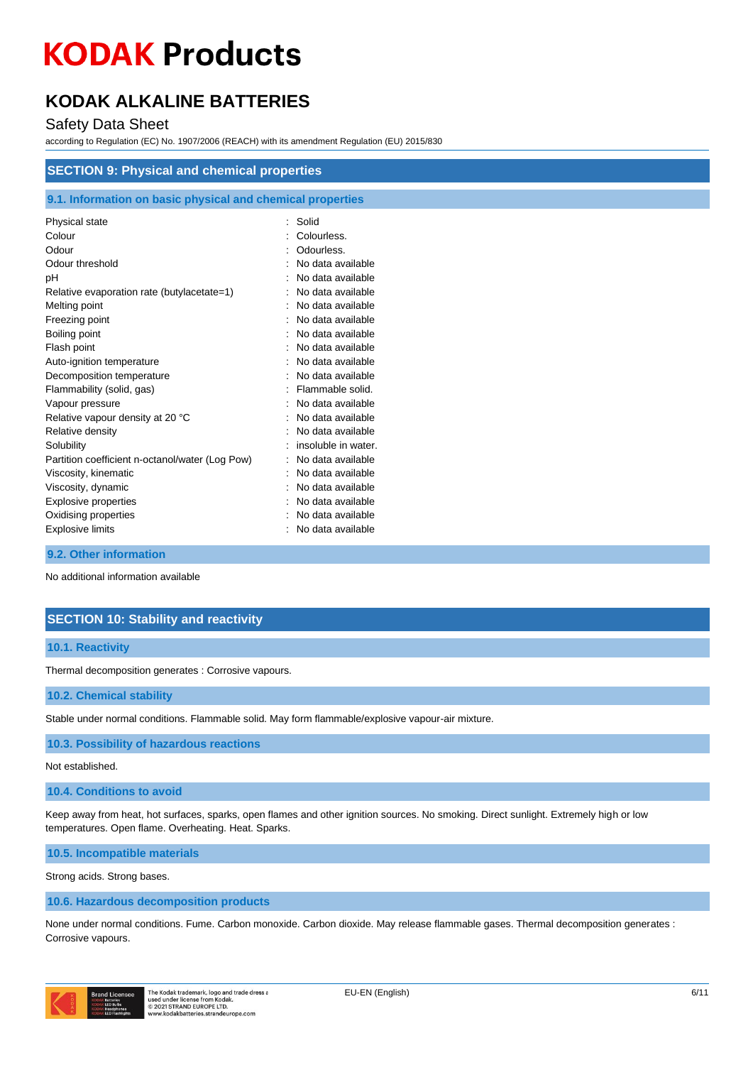## SECTION 9: Physical and chemical properties

### 9.1. Information on basic physical and chemical properties

| Property | Value |
|---|---|
| Physical state | : Solid |
| Colour | : Colourless. |
| Odour | : Odourless. |
| Odour threshold | : No data available |
| pH | : No data available |
| Relative evaporation rate (butylacetate=1) | : No data available |
| Melting point | : No data available |
| Freezing point | : No data available |
| Boiling point | : No data available |
| Flash point | : No data available |
| Auto-ignition temperature | : No data available |
| Decomposition temperature | : No data available |
| Flammability (solid, gas) | : Flammable solid. |
| Vapour pressure | : No data available |
| Relative vapour density at 20 °C | : No data available |
| Relative density | : No data available |
| Solubility | : insoluble in water. |
| Partition coefficient n-octanol/water (Log Pow) | : No data available |
| Viscosity, kinematic | : No data available |
| Viscosity, dynamic | : No data available |
| Explosive properties | : No data available |
| Oxidising properties | : No data available |
| Explosive limits | : No data available |

### 9.2. Other information

No additional information available

## SECTION 10: Stability and reactivity

### 10.1. Reactivity

Thermal decomposition generates : Corrosive vapours.

### 10.2. Chemical stability

Stable under normal conditions. Flammable solid. May form flammable/explosive vapour-air mixture.

### 10.3. Possibility of hazardous reactions

Not established.

### 10.4. Conditions to avoid

Keep away from heat, hot surfaces, sparks, open flames and other ignition sources. No smoking. Direct sunlight. Extremely high or low temperatures. Open flame. Overheating. Heat. Sparks.

### 10.5. Incompatible materials

Strong acids. Strong bases.

### 10.6. Hazardous decomposition products

None under normal conditions. Fume. Carbon monoxide. Carbon dioxide. May release flammable gases. Thermal decomposition generates : Corrosive vapours.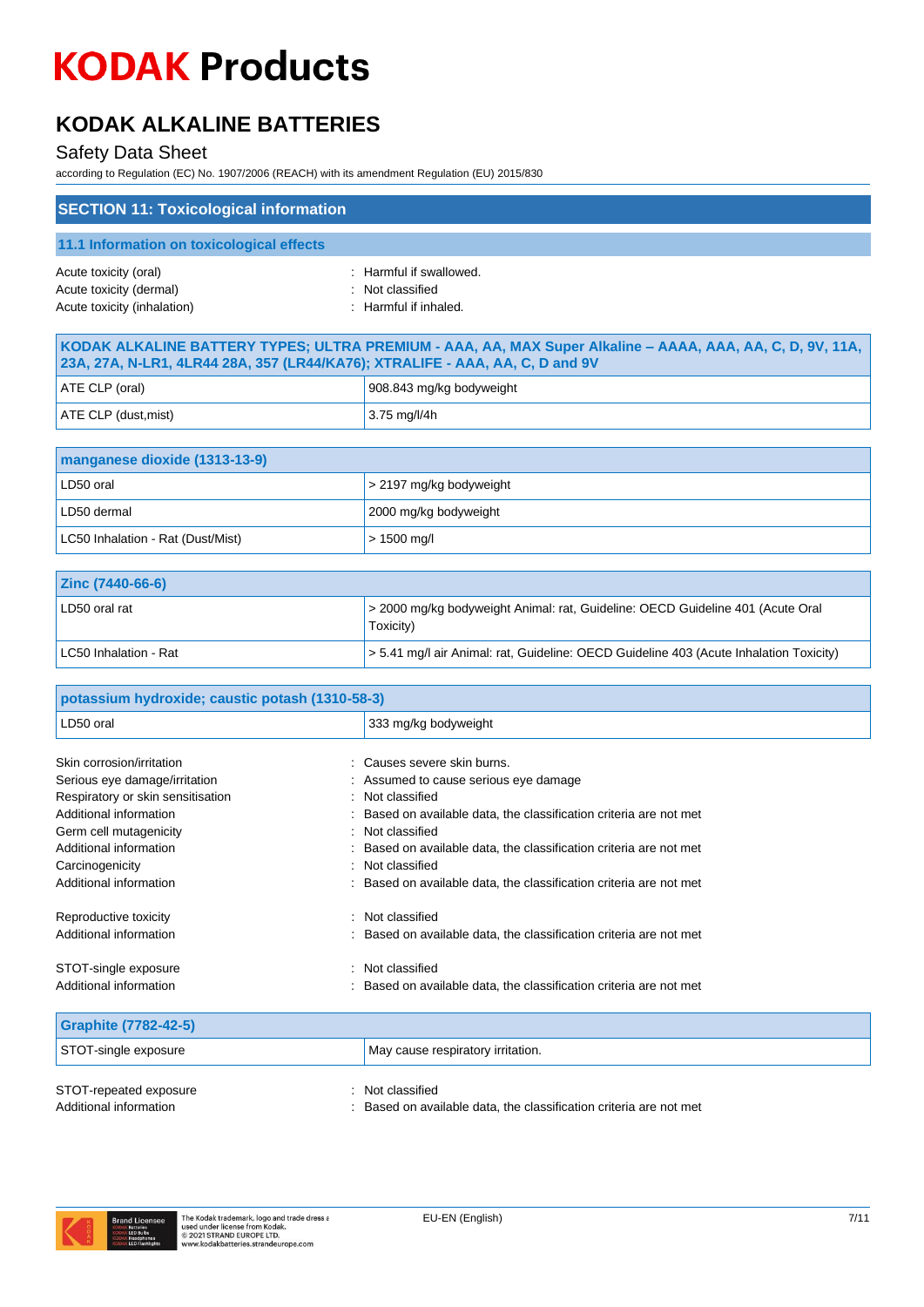## SECTION 11: Toxicological information

### 11.1 Information on toxicological effects

Acute toxicity (oral) : Harmful if swallowed.
Acute toxicity (dermal) : Not classified
Acute toxicity (inhalation) : Harmful if inhaled.

| KODAK ALKALINE BATTERY TYPES; ULTRA PREMIUM - AAA, AA, MAX Super Alkaline – AAAA, AAA, AA, C, D, 9V, 11A, 23A, 27A, N-LR1, 4LR44 28A, 357 (LR44/KA76); XTRALIFE - AAA, AA, C, D and 9V | |
|---|---|
| ATE CLP (oral) | 908.843 mg/kg bodyweight |
| ATE CLP (dust,mist) | 3.75 mg/l/4h |

| manganese dioxide (1313-13-9) | |
|---|---|
| LD50 oral | > 2197 mg/kg bodyweight |
| LD50 dermal | 2000 mg/kg bodyweight |
| LC50 Inhalation - Rat (Dust/Mist) | > 1500 mg/l |

| Zinc (7440-66-6) | |
|---|---|
| LD50 oral rat | > 2000 mg/kg bodyweight Animal: rat, Guideline: OECD Guideline 401 (Acute Oral Toxicity) |
| LC50 Inhalation - Rat | > 5.41 mg/l air Animal: rat, Guideline: OECD Guideline 403 (Acute Inhalation Toxicity) |

| potassium hydroxide; caustic potash (1310-58-3) | |
|---|---|
| LD50 oral | 333 mg/kg bodyweight |

Skin corrosion/irritation : Causes severe skin burns.
Serious eye damage/irritation : Assumed to cause serious eye damage
Respiratory or skin sensitisation : Not classified
Additional information : Based on available data, the classification criteria are not met
Germ cell mutagenicity : Not classified
Additional information : Based on available data, the classification criteria are not met
Carcinogenicity : Not classified
Additional information : Based on available data, the classification criteria are not met

Reproductive toxicity : Not classified
Additional information : Based on available data, the classification criteria are not met

STOT-single exposure : Not classified
Additional information : Based on available data, the classification criteria are not met

| Graphite (7782-42-5) | |
|---|---|
| STOT-single exposure | May cause respiratory irritation. |

STOT-repeated exposure : Not classified
Additional information : Based on available data, the classification criteria are not met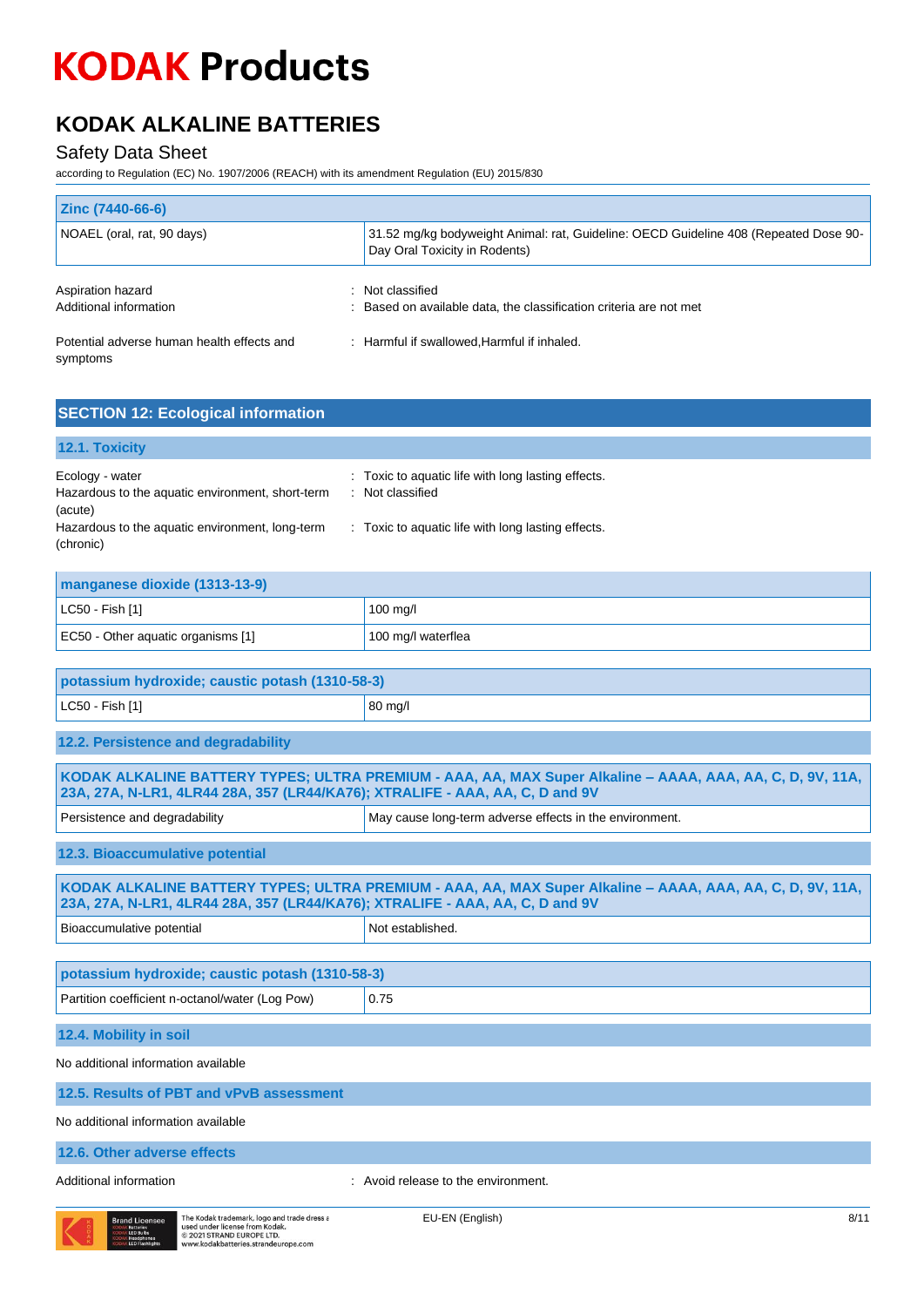| Zinc (7440-66-6) | |
|---|---|
| NOAEL (oral, rat, 90 days) | 31.52 mg/kg bodyweight Animal: rat, Guideline: OECD Guideline 408 (Repeated Dose 90-Day Oral Toxicity in Rodents) |

Aspiration hazard : Not classified

Additional information : Based on available data, the classification criteria are not met

Potential adverse human health effects and symptoms : Harmful if swallowed,Harmful if inhaled.

## SECTION 12: Ecological information

### 12.1. Toxicity

Ecology - water : Toxic to aquatic life with long lasting effects.

Hazardous to the aquatic environment, short-term (acute) : Not classified

Hazardous to the aquatic environment, long-term (chronic) : Toxic to aquatic life with long lasting effects.

| manganese dioxide (1313-13-9) | |
|---|---|
| LC50 - Fish [1] | 100 mg/l |
| EC50 - Other aquatic organisms [1] | 100 mg/l waterflea |

| potassium hydroxide; caustic potash (1310-58-3) | |
|---|---|
| LC50 - Fish [1] | 80 mg/l |

### 12.2. Persistence and degradability

| KODAK ALKALINE BATTERY TYPES; ULTRA PREMIUM - AAA, AA, MAX Super Alkaline – AAAA, AAA, AA, C, D, 9V, 11A, 23A, 27A, N-LR1, 4LR44 28A, 357 (LR44/KA76); XTRALIFE - AAA, AA, C, D and 9V | |
|---|---|
| Persistence and degradability | May cause long-term adverse effects in the environment. |

### 12.3. Bioaccumulative potential

| KODAK ALKALINE BATTERY TYPES; ULTRA PREMIUM - AAA, AA, MAX Super Alkaline – AAAA, AAA, AA, C, D, 9V, 11A, 23A, 27A, N-LR1, 4LR44 28A, 357 (LR44/KA76); XTRALIFE - AAA, AA, C, D and 9V | |
|---|---|
| Bioaccumulative potential | Not established. |

| potassium hydroxide; caustic potash (1310-58-3) | |
|---|---|
| Partition coefficient n-octanol/water (Log Pow) | 0.75 |

### 12.4. Mobility in soil

No additional information available

### 12.5. Results of PBT and vPvB assessment

No additional information available

### 12.6. Other adverse effects

Additional information : Avoid release to the environment.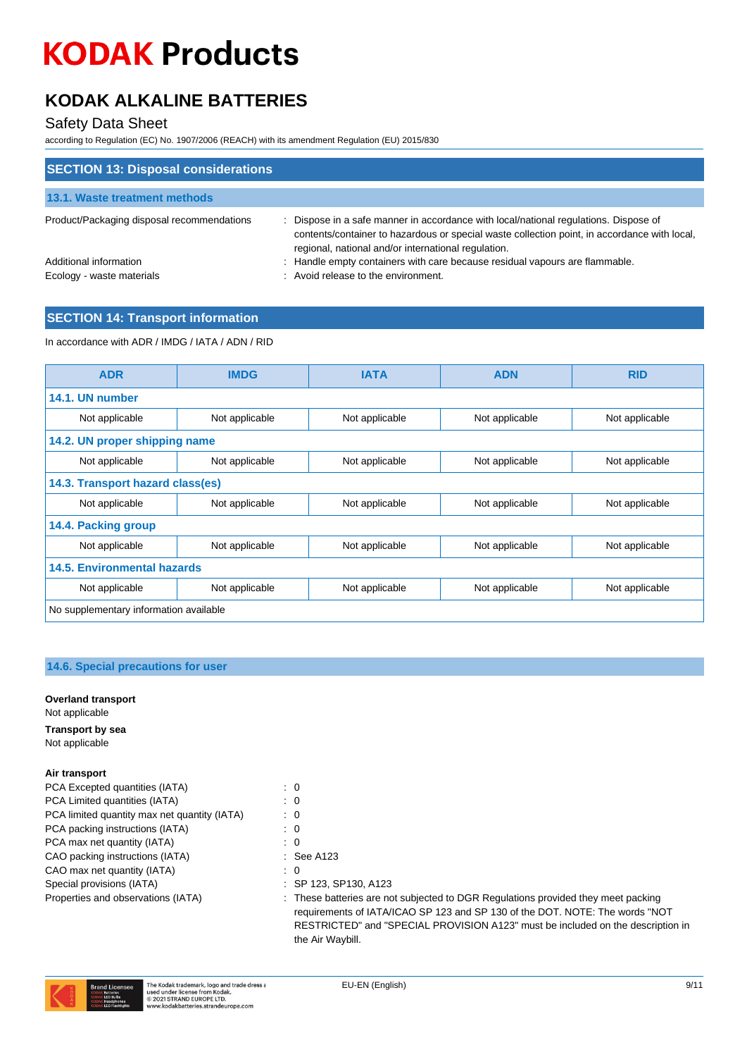## SECTION 13: Disposal considerations

### 13.1. Waste treatment methods

Product/Packaging disposal recommendations : Dispose in a safe manner in accordance with local/national regulations. Dispose of contents/container to hazardous or special waste collection point, in accordance with local, regional, national and/or international regulation.

Additional information : Handle empty containers with care because residual vapours are flammable.

Ecology - waste materials : Avoid release to the environment.

## SECTION 14: Transport information

In accordance with ADR / IMDG / IATA / ADN / RID

| ADR | IMDG | IATA | ADN | RID |
|---|---|---|---|---|
| **14.1. UN number** | | | | |
| Not applicable | Not applicable | Not applicable | Not applicable | Not applicable |
| **14.2. UN proper shipping name** | | | | |
| Not applicable | Not applicable | Not applicable | Not applicable | Not applicable |
| **14.3. Transport hazard class(es)** | | | | |
| Not applicable | Not applicable | Not applicable | Not applicable | Not applicable |
| **14.4. Packing group** | | | | |
| Not applicable | Not applicable | Not applicable | Not applicable | Not applicable |
| **14.5. Environmental hazards** | | | | |
| Not applicable | Not applicable | Not applicable | Not applicable | Not applicable |
| No supplementary information available | | | | |

### 14.6. Special precautions for user

**Overland transport**

Not applicable

**Transport by sea**

Not applicable

**Air transport**

PCA Excepted quantities (IATA) : 0

PCA Limited quantities (IATA) : 0

PCA limited quantity max net quantity (IATA) : 0

PCA packing instructions (IATA) : 0

PCA max net quantity (IATA) : 0

CAO packing instructions (IATA) : See A123

CAO max net quantity (IATA) : 0

Special provisions (IATA) : SP 123, SP130, A123

Properties and observations (IATA) : These batteries are not subjected to DGR Regulations provided they meet packing requirements of IATA/ICAO SP 123 and SP 130 of the DOT. NOTE: The words "NOT RESTRICTED" and "SPECIAL PROVISION A123" must be included on the description in the Air Waybill.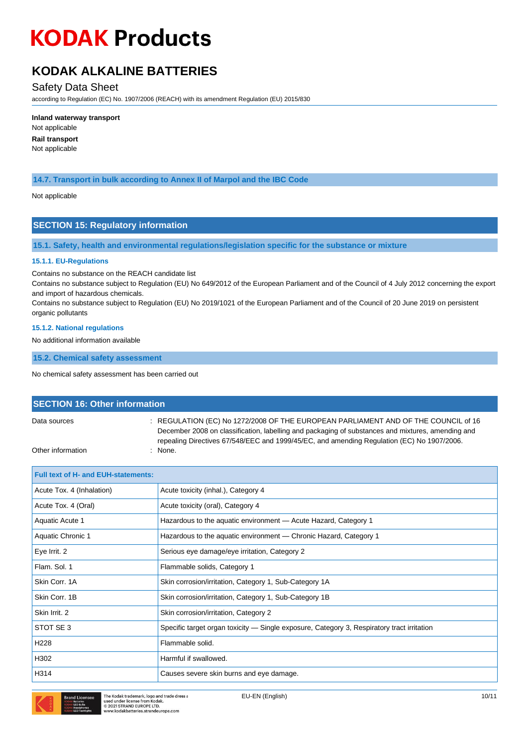**Inland waterway transport**

Not applicable

**Rail transport**

Not applicable

### 14.7. Transport in bulk according to Annex II of Marpol and the IBC Code

Not applicable

## SECTION 15: Regulatory information

### 15.1. Safety, health and environmental regulations/legislation specific for the substance or mixture

#### 15.1.1. EU-Regulations

Contains no substance on the REACH candidate list

Contains no substance subject to Regulation (EU) No 649/2012 of the European Parliament and of the Council of 4 July 2012 concerning the export and import of hazardous chemicals.

Contains no substance subject to Regulation (EU) No 2019/1021 of the European Parliament and of the Council of 20 June 2019 on persistent organic pollutants

#### 15.1.2. National regulations

No additional information available

### 15.2. Chemical safety assessment

No chemical safety assessment has been carried out

## SECTION 16: Other information

| | |
|---|---|
| Data sources | : REGULATION (EC) No 1272/2008 OF THE EUROPEAN PARLIAMENT AND OF THE COUNCIL of 16 December 2008 on classification, labelling and packaging of substances and mixtures, amending and repealing Directives 67/548/EEC and 1999/45/EC, and amending Regulation (EC) No 1907/2006. |
| Other information | : None. |

| Full text of H- and EUH-statements: | |
|---|---|
| Acute Tox. 4 (Inhalation) | Acute toxicity (inhal.), Category 4 |
| Acute Tox. 4 (Oral) | Acute toxicity (oral), Category 4 |
| Aquatic Acute 1 | Hazardous to the aquatic environment — Acute Hazard, Category 1 |
| Aquatic Chronic 1 | Hazardous to the aquatic environment — Chronic Hazard, Category 1 |
| Eye Irrit. 2 | Serious eye damage/eye irritation, Category 2 |
| Flam. Sol. 1 | Flammable solids, Category 1 |
| Skin Corr. 1A | Skin corrosion/irritation, Category 1, Sub-Category 1A |
| Skin Corr. 1B | Skin corrosion/irritation, Category 1, Sub-Category 1B |
| Skin Irrit. 2 | Skin corrosion/irritation, Category 2 |
| STOT SE 3 | Specific target organ toxicity — Single exposure, Category 3, Respiratory tract irritation |
| H228 | Flammable solid. |
| H302 | Harmful if swallowed. |
| H314 | Causes severe skin burns and eye damage. |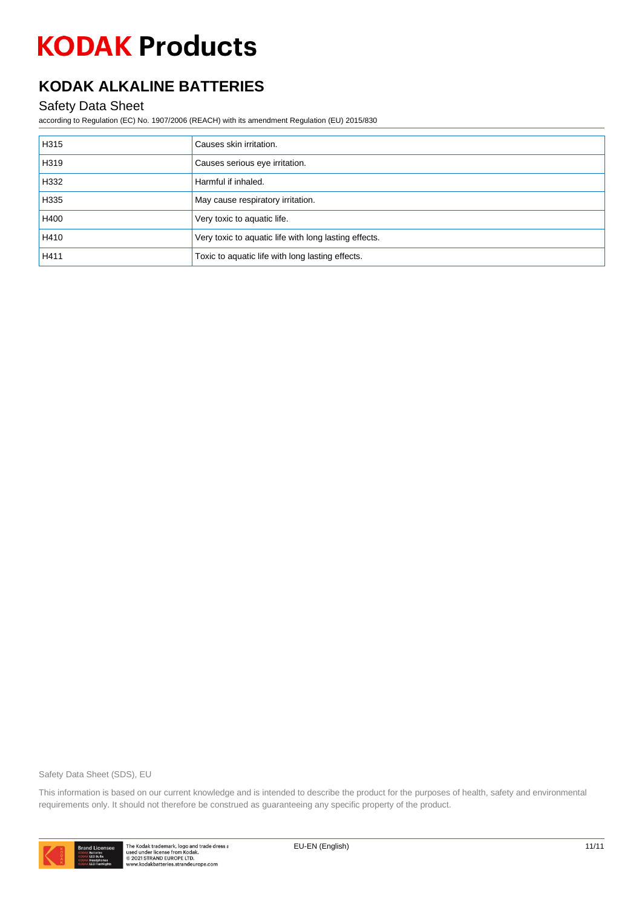| | |
|---|---|
| H315 | Causes skin irritation. |
| H319 | Causes serious eye irritation. |
| H332 | Harmful if inhaled. |
| H335 | May cause respiratory irritation. |
| H400 | Very toxic to aquatic life. |
| H410 | Very toxic to aquatic life with long lasting effects. |
| H411 | Toxic to aquatic life with long lasting effects. |

Safety Data Sheet (SDS), EU

This information is based on our current knowledge and is intended to describe the product for the purposes of health, safety and environmental requirements only. It should not therefore be construed as guaranteeing any specific property of the product.